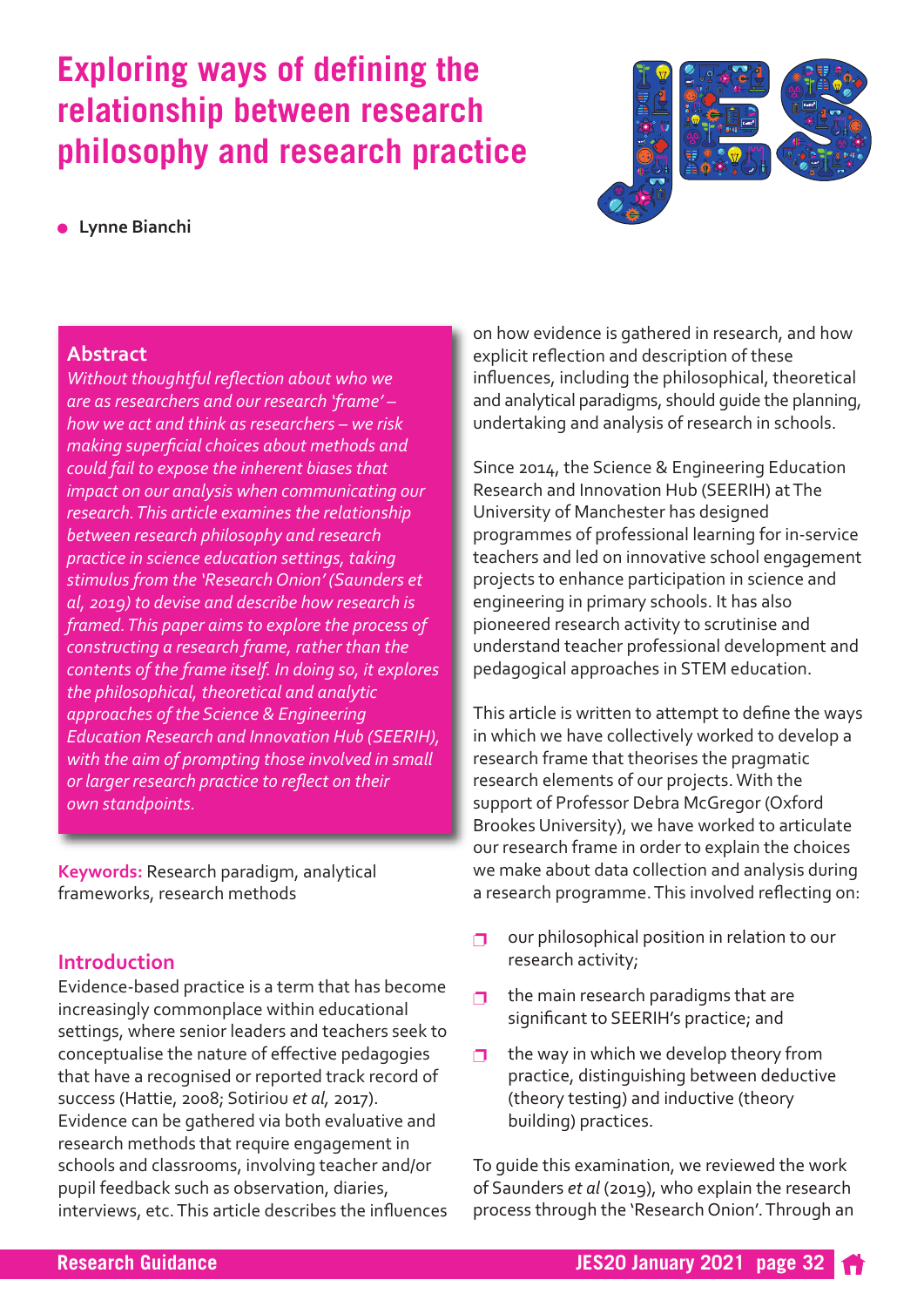# Exploring ways of defining the relationship between research philosophy and research practice

- Lynne Bianchi

## Abstract

*Without thoughtful reflection about who we are as researchers and our research 'frame' – how we act and think as researchers – we risk making superficial choices about methods and could fail to expose the inherent biases that impact on our analysis when communicating our research. This article examines the relationship between research philosophy and research practice in science education settings, taking stimulus from the 'Research Onion' (Saunders et al, 2019) to devise and describe how research is framed. This paper aims to explore the process of constructing a research frame, rather than the contents of the frame itself. In doing so, it explores the philosophical, theoretical and analytic approaches of the Science & Engineering Education Research and Innovation Hub (SEERIH), with the aim of prompting those involved in small or larger research practice to reflect on their own standpoints.*

**Keywords:** Research paradigm, analytical frameworks, research methods

## Introduction

Evidence-based practice is a term that has become increasingly commonplace within educational settings, where senior leaders and teachers seek to conceptualise the nature of effective pedagogies that have a recognised or reported track record of success (Hattie, 2008; Sotiriou *et al,* 2017). Evidence can be gathered via both evaluative and research methods that require engagement in schools and classrooms, involving teacher and/or pupil feedback such as observation, diaries, interviews, etc. This article describes the influences on how evidence is gathered in research, and how explicit reflection and description of these influences, including the philosophical, theoretical and analytical paradigms, should guide the planning, undertaking and analysis of research in schools.

Since 2014, the Science & Engineering Education Research and Innovation Hub (SEERIH) at The University of Manchester has designed programmes of professional learning for in-service teachers and led on innovative school engagement projects to enhance participation in science and engineering in primary schools. It has also pioneered research activity to scrutinise and understand teacher professional development and pedagogical approaches in STEM education.

This article is written to attempt to define the ways in which we have collectively worked to develop a research frame that theorises the pragmatic research elements of our projects. With the support of Professor Debra McGregor (Oxford Brookes University), we have worked to articulate our research frame in order to explain the choices we make about data collection and analysis during a research programme. This involved reflecting on:

- our philosophical position in relation to our research activity;
- the main research paradigms that are significant to SEERIH's practice; and
- the way in which we develop theory from practice, distinguishing between deductive (theory testing) and inductive (theory building) practices.

To guide this examination, we reviewed the work of Saunders *et al* (2019), who explain the research process through the 'Research Onion'. Through an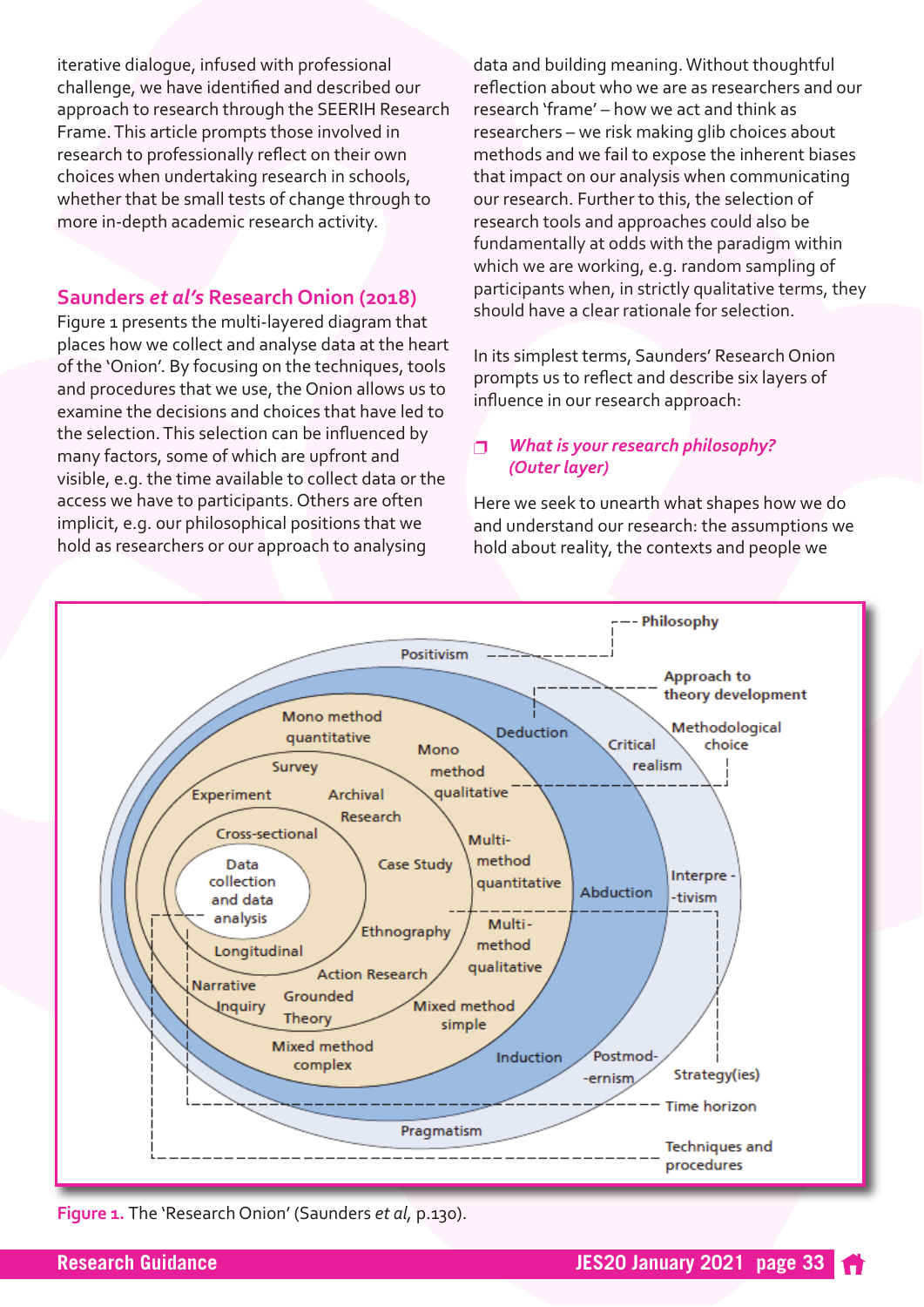iterative dialogue, infused with professional challenge, we have identified and described our approach to research through the SEERIH Research Frame. This article prompts those involved in research to professionally reflect on their own choices when undertaking research in schools, whether that be small tests of change through to more in-depth academic research activity.

## Saunders *et al's* Research Onion (2018)

Figure 1 presents the multi-layered diagram that places how we collect and analyse data at the heart of the 'Onion'. By focusing on the techniques, tools and procedures that we use, the Onion allows us to examine the decisions and choices that have led to the selection. This selection can be influenced by many factors, some of which are upfront and visible, e.g. the time available to collect data or the access we have to participants. Others are often implicit, e.g. our philosophical positions that we hold as researchers or our approach to analysing data and building meaning. Without thoughtful reflection about who we are as researchers and our research 'frame' – how we act and think as researchers – we risk making glib choices about methods and we fail to expose the inherent biases that impact on our analysis when communicating our research. Further to this, the selection of research tools and approaches could also be fundamentally at odds with the paradigm within which we are working, e.g. random sampling of participants when, in strictly qualitative terms, they should have a clear rationale for selection.

In its simplest terms, Saunders' Research Onion prompts us to reflect and describe six layers of influence in our research approach:

- ***What is your research philosophy? (Outer layer)***

Here we seek to unearth what shapes how we do and understand our research: the assumptions we hold about reality, the contexts and people we

**Figure 1.** The 'Research Onion' (Saunders *et al*, p.130).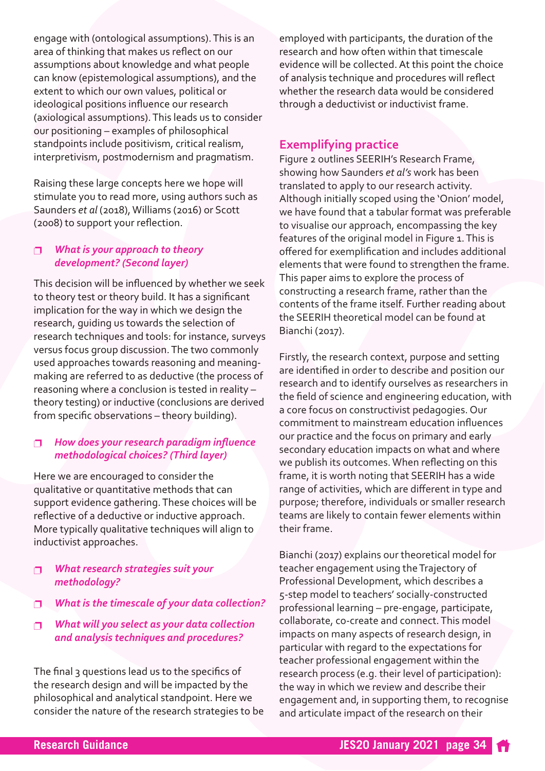engage with (ontological assumptions). This is an area of thinking that makes us reflect on our assumptions about knowledge and what people can know (epistemological assumptions), and the extent to which our own values, political or ideological positions influence our research (axiological assumptions). This leads us to consider our positioning – examples of philosophical standpoints include positivism, critical realism, interpretivism, postmodernism and pragmatism.

Raising these large concepts here we hope will stimulate you to read more, using authors such as Saunders *et al* (2018), Williams (2016) or Scott (2008) to support your reflection.

- ***What is your approach to theory development? (Second layer)***

This decision will be influenced by whether we seek to theory test or theory build. It has a significant implication for the way in which we design the research, guiding us towards the selection of research techniques and tools: for instance, surveys versus focus group discussion. The two commonly used approaches towards reasoning and meaning-making are referred to as deductive (the process of reasoning where a conclusion is tested in reality – theory testing) or inductive (conclusions are derived from specific observations – theory building).

- ***How does your research paradigm influence methodological choices? (Third layer)***

Here we are encouraged to consider the qualitative or quantitative methods that can support evidence gathering. These choices will be reflective of a deductive or inductive approach. More typically qualitative techniques will align to inductivist approaches.

- ***What research strategies suit your methodology?***
- ***What is the timescale of your data collection?***
- ***What will you select as your data collection and analysis techniques and procedures?***

The final 3 questions lead us to the specifics of the research design and will be impacted by the philosophical and analytical standpoint. Here we consider the nature of the research strategies to be employed with participants, the duration of the research and how often within that timescale evidence will be collected. At this point the choice of analysis technique and procedures will reflect whether the research data would be considered through a deductivist or inductivist frame.

## Exemplifying practice

Figure 2 outlines SEERIH's Research Frame, showing how Saunders *et al's* work has been translated to apply to our research activity. Although initially scoped using the 'Onion' model, we have found that a tabular format was preferable to visualise our approach, encompassing the key features of the original model in Figure 1. This is offered for exemplification and includes additional elements that were found to strengthen the frame. This paper aims to explore the process of constructing a research frame, rather than the contents of the frame itself. Further reading about the SEERIH theoretical model can be found at Bianchi (2017).

Firstly, the research context, purpose and setting are identified in order to describe and position our research and to identify ourselves as researchers in the field of science and engineering education, with a core focus on constructivist pedagogies. Our commitment to mainstream education influences our practice and the focus on primary and early secondary education impacts on what and where we publish its outcomes. When reflecting on this frame, it is worth noting that SEERIH has a wide range of activities, which are different in type and purpose; therefore, individuals or smaller research teams are likely to contain fewer elements within their frame.

Bianchi (2017) explains our theoretical model for teacher engagement using the Trajectory of Professional Development, which describes a 5-step model to teachers' socially-constructed professional learning – pre-engage, participate, collaborate, co-create and connect. This model impacts on many aspects of research design, in particular with regard to the expectations for teacher professional engagement within the research process (e.g. their level of participation): the way in which we review and describe their engagement and, in supporting them, to recognise and articulate impact of the research on their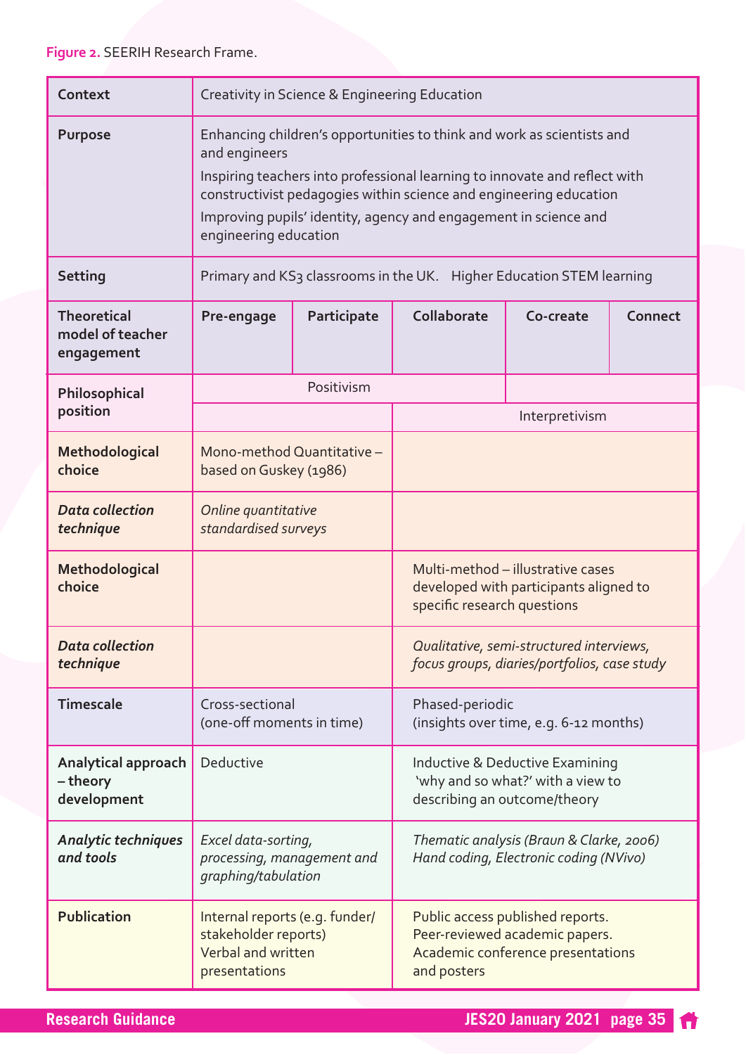**Figure 2.** SEERIH Research Frame.

| Context | Creativity in Science & Engineering Education | | | | |
|---|---|---|---|---|---|
| **Purpose** | Enhancing children's opportunities to think and work as scientists and and engineers<br>Inspiring teachers into professional learning to innovate and reflect with constructivist pedagogies within science and engineering education<br>Improving pupils' identity, agency and engagement in science and engineering education | | | | |
| **Setting** | Primary and KS3 classrooms in the UK. Higher Education STEM learning | | | | |
| **Theoretical model of teacher engagement** | **Pre-engage** | **Participate** | **Collaborate** | **Co-create** | **Connect** |
| **Philosophical position** | Positivism | | | | |
| | | | Interpretivism | | |
| **Methodological choice** | Mono-method Quantitative – based on Guskey (1986) | | | | |
| ***Data collection technique*** | *Online quantitative standardised surveys* | | | | |
| **Methodological choice** | | | Multi-method – illustrative cases developed with participants aligned to specific research questions | | |
| ***Data collection technique*** | | | *Qualitative, semi-structured interviews, focus groups, diaries/portfolios, case study* | | |
| **Timescale** | Cross-sectional (one-off moments in time) | | Phased-periodic (insights over time, e.g. 6-12 months) | | |
| **Analytical approach – theory development** | Deductive | | Inductive & Deductive Examining 'why and so what?' with a view to describing an outcome/theory | | |
| ***Analytic techniques and tools*** | *Excel data-sorting, processing, management and graphing/tabulation* | | *Thematic analysis (Braun & Clarke, 2006) Hand coding, Electronic coding (NVivo)* | | |
| **Publication** | Internal reports (e.g. funder/ stakeholder reports)<br>Verbal and written presentations | | Public access published reports.<br>Peer-reviewed academic papers.<br>Academic conference presentations and posters | | |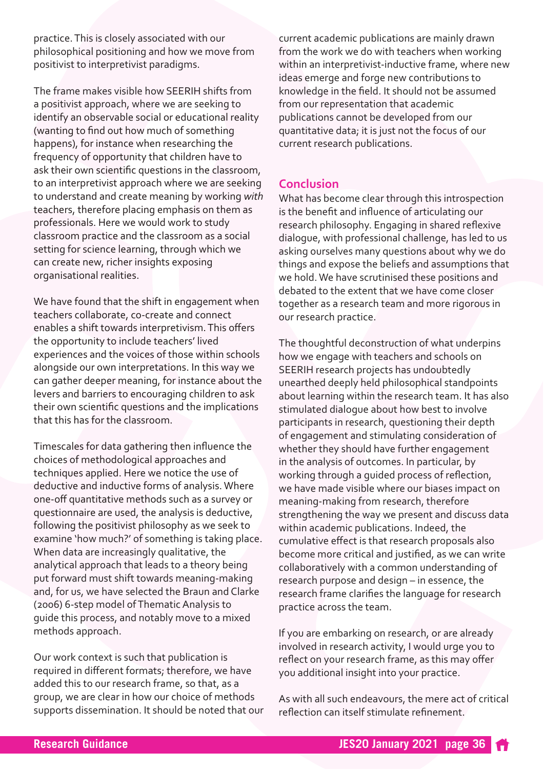practice. This is closely associated with our philosophical positioning and how we move from positivist to interpretivist paradigms.

The frame makes visible how SEERIH shifts from a positivist approach, where we are seeking to identify an observable social or educational reality (wanting to find out how much of something happens), for instance when researching the frequency of opportunity that children have to ask their own scientific questions in the classroom, to an interpretivist approach where we are seeking to understand and create meaning by working *with* teachers, therefore placing emphasis on them as professionals. Here we would work to study classroom practice and the classroom as a social setting for science learning, through which we can create new, richer insights exposing organisational realities.

We have found that the shift in engagement when teachers collaborate, co-create and connect enables a shift towards interpretivism. This offers the opportunity to include teachers' lived experiences and the voices of those within schools alongside our own interpretations. In this way we can gather deeper meaning, for instance about the levers and barriers to encouraging children to ask their own scientific questions and the implications that this has for the classroom.

Timescales for data gathering then influence the choices of methodological approaches and techniques applied. Here we notice the use of deductive and inductive forms of analysis. Where one-off quantitative methods such as a survey or questionnaire are used, the analysis is deductive, following the positivist philosophy as we seek to examine 'how much?' of something is taking place. When data are increasingly qualitative, the analytical approach that leads to a theory being put forward must shift towards meaning-making and, for us, we have selected the Braun and Clarke (2006) 6-step model of Thematic Analysis to guide this process, and notably move to a mixed methods approach.

Our work context is such that publication is required in different formats; therefore, we have added this to our research frame, so that, as a group, we are clear in how our choice of methods supports dissemination. It should be noted that our current academic publications are mainly drawn from the work we do with teachers when working within an interpretivist-inductive frame, where new ideas emerge and forge new contributions to knowledge in the field. It should not be assumed from our representation that academic publications cannot be developed from our quantitative data; it is just not the focus of our current research publications.

## Conclusion

What has become clear through this introspection is the benefit and influence of articulating our research philosophy. Engaging in shared reflexive dialogue, with professional challenge, has led to us asking ourselves many questions about why we do things and expose the beliefs and assumptions that we hold. We have scrutinised these positions and debated to the extent that we have come closer together as a research team and more rigorous in our research practice.

The thoughtful deconstruction of what underpins how we engage with teachers and schools on SEERIH research projects has undoubtedly unearthed deeply held philosophical standpoints about learning within the research team. It has also stimulated dialogue about how best to involve participants in research, questioning their depth of engagement and stimulating consideration of whether they should have further engagement in the analysis of outcomes. In particular, by working through a guided process of reflection, we have made visible where our biases impact on meaning-making from research, therefore strengthening the way we present and discuss data within academic publications. Indeed, the cumulative effect is that research proposals also become more critical and justified, as we can write collaboratively with a common understanding of research purpose and design – in essence, the research frame clarifies the language for research practice across the team.

If you are embarking on research, or are already involved in research activity, I would urge you to reflect on your research frame, as this may offer you additional insight into your practice.

As with all such endeavours, the mere act of critical reflection can itself stimulate refinement.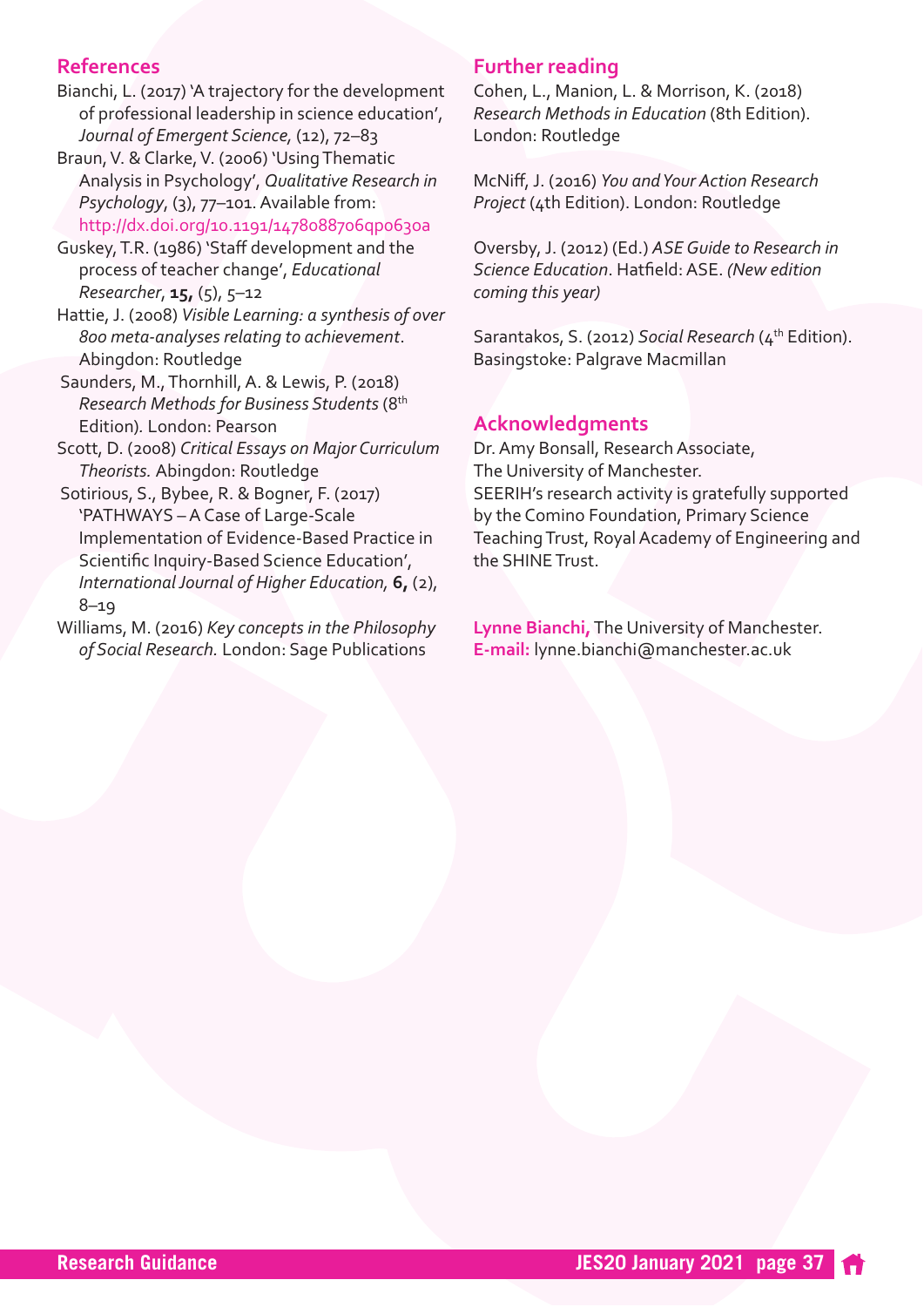## References

Bianchi, L. (2017) 'A trajectory for the development of professional leadership in science education', *Journal of Emergent Science*, (12), 72–83

Braun, V. & Clarke, V. (2006) 'Using Thematic Analysis in Psychology', *Qualitative Research in Psychology*, (3), 77–101. Available from: http://dx.doi.org/10.1191/1478088706qp063oa

Guskey, T.R. (1986) 'Staff development and the process of teacher change', *Educational Researcher*, **15,** (5), 5–12

Hattie, J. (2008) *Visible Learning: a synthesis of over 800 meta-analyses relating to achievement*. Abingdon: Routledge

Saunders, M., Thornhill, A. & Lewis, P. (2018) *Research Methods for Business Students* (8th Edition). London: Pearson

Scott, D. (2008) *Critical Essays on Major Curriculum Theorists.* Abingdon: Routledge

Sotirious, S., Bybee, R. & Bogner, F. (2017) 'PATHWAYS – A Case of Large-Scale Implementation of Evidence-Based Practice in Scientific Inquiry-Based Science Education', *International Journal of Higher Education,* **6,** (2), 8–19

Williams, M. (2016) *Key concepts in the Philosophy of Social Research.* London: Sage Publications

## Further reading

Cohen, L., Manion, L. & Morrison, K. (2018) *Research Methods in Education* (8th Edition). London: Routledge

McNiff, J. (2016) *You and Your Action Research Project* (4th Edition). London: Routledge

Oversby, J. (2012) (Ed.) *ASE Guide to Research in Science Education*. Hatfield: ASE. *(New edition coming this year)*

Sarantakos, S. (2012) *Social Research* (4th Edition). Basingstoke: Palgrave Macmillan

## Acknowledgments

Dr. Amy Bonsall, Research Associate, The University of Manchester.
SEERIH's research activity is gratefully supported by the Comino Foundation, Primary Science Teaching Trust, Royal Academy of Engineering and the SHINE Trust.

**Lynne Bianchi,** The University of Manchester.
**E-mail:** lynne.bianchi@manchester.ac.uk